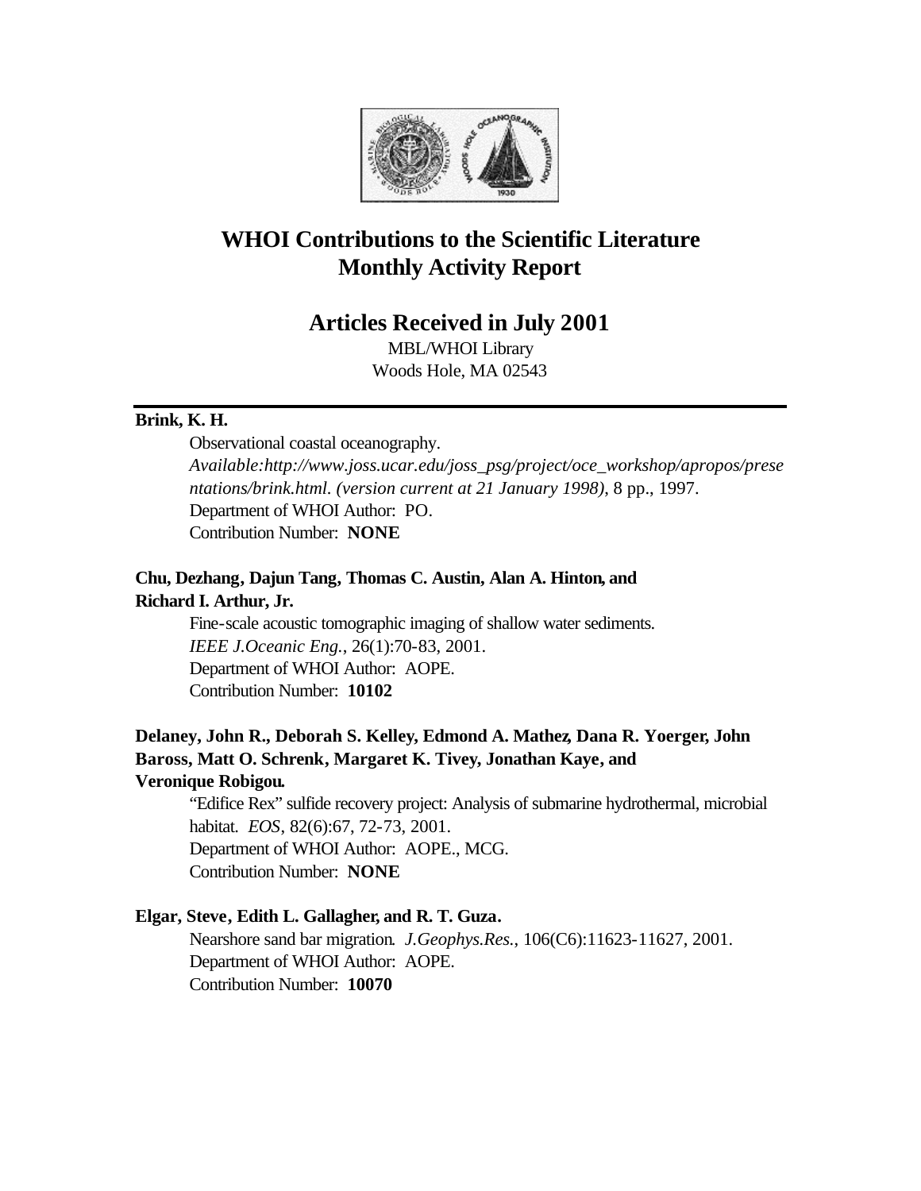# WHOI Contributions to the Scientific Literature
# Monthly Activity Report

## Articles Received in July 2001

MBL/WHOI Library
Woods Hole, MA 02543

---

**Brink, K. H.**

Observational coastal oceanography. *Available:http://www.joss.ucar.edu/joss_psg/project/oce_workshop/apropos/presentations/brink.html. (version current at 21 January 1998)*, 8 pp., 1997.
Department of WHOI Author: PO.
Contribution Number: **NONE**

**Chu, Dezhang, Dajun Tang, Thomas C. Austin, Alan A. Hinton, and Richard I. Arthur, Jr.**

Fine-scale acoustic tomographic imaging of shallow water sediments. *IEEE J.Oceanic Eng.*, 26(1):70-83, 2001.
Department of WHOI Author: AOPE.
Contribution Number: **10102**

**Delaney, John R., Deborah S. Kelley, Edmond A. Mathez, Dana R. Yoerger, John Baross, Matt O. Schrenk, Margaret K. Tivey, Jonathan Kaye, and Veronique Robigou.**

"Edifice Rex" sulfide recovery project: Analysis of submarine hydrothermal, microbial habitat. *EOS*, 82(6):67, 72-73, 2001.
Department of WHOI Author: AOPE., MCG.
Contribution Number: **NONE**

**Elgar, Steve, Edith L. Gallagher, and R. T. Guza.**

Nearshore sand bar migration. *J.Geophys.Res.*, 106(C6):11623-11627, 2001.
Department of WHOI Author: AOPE.
Contribution Number: **10070**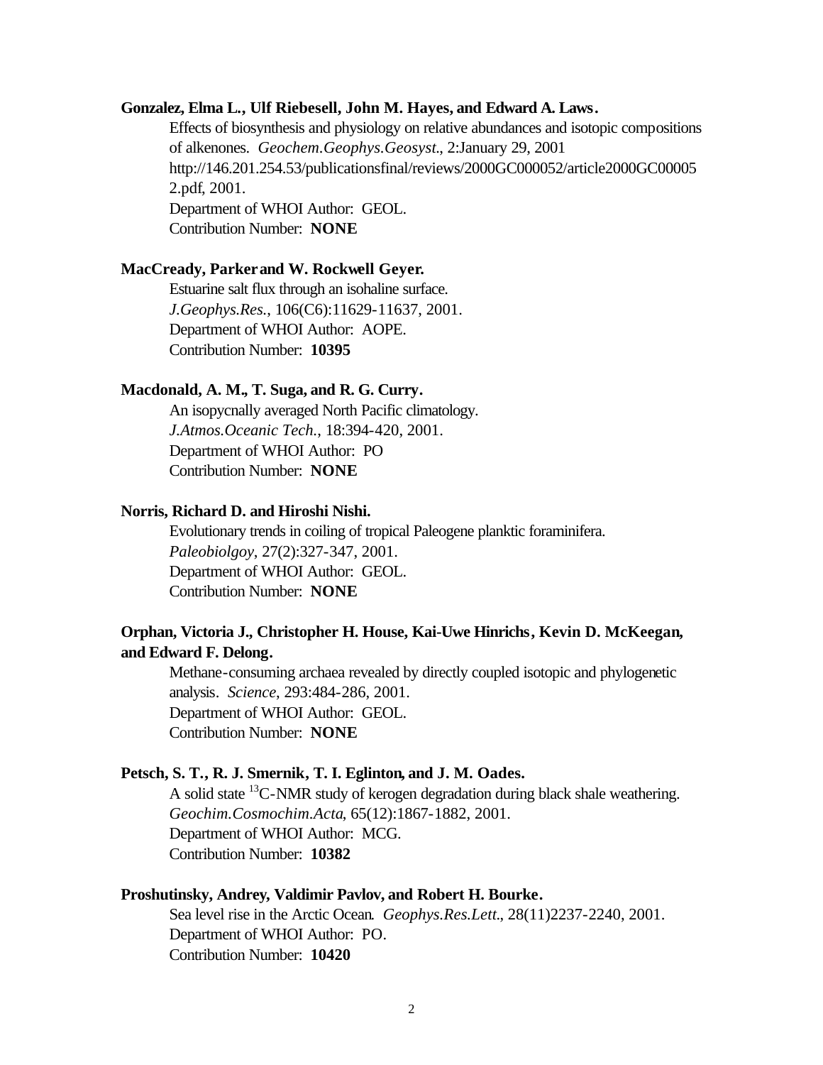**Gonzalez, Elma L., Ulf Riebesell, John M. Hayes, and Edward A. Laws.**

Effects of biosynthesis and physiology on relative abundances and isotopic compositions of alkenones. *Geochem.Geophys.Geosyst.*, 2:January 29, 2001 http://146.201.254.53/publicationsfinal/reviews/2000GC000052/article2000GC000052.pdf, 2001.
Department of WHOI Author: GEOL.
Contribution Number: **NONE**

**MacCready, Parker and W. Rockwell Geyer.**

Estuarine salt flux through an isohaline surface.
*J.Geophys.Res.*, 106(C6):11629-11637, 2001.
Department of WHOI Author: AOPE.
Contribution Number: **10395**

**Macdonald, A. M., T. Suga, and R. G. Curry.**

An isopycnally averaged North Pacific climatology.
*J.Atmos.Oceanic Tech.*, 18:394-420, 2001.
Department of WHOI Author: PO
Contribution Number: **NONE**

**Norris, Richard D. and Hiroshi Nishi.**

Evolutionary trends in coiling of tropical Paleogene planktic foraminifera.
*Paleobiolgoy*, 27(2):327-347, 2001.
Department of WHOI Author: GEOL.
Contribution Number: **NONE**

**Orphan, Victoria J., Christopher H. House, Kai-Uwe Hinrichs, Kevin D. McKeegan, and Edward F. Delong.**

Methane-consuming archaea revealed by directly coupled isotopic and phylogenetic analysis. *Science*, 293:484-286, 2001.
Department of WHOI Author: GEOL.
Contribution Number: **NONE**

**Petsch, S. T., R. J. Smernik, T. I. Eglinton, and J. M. Oades.**

A solid state $^{13}C$-NMR study of kerogen degradation during black shale weathering.
*Geochim.Cosmochim.Acta*, 65(12):1867-1882, 2001.
Department of WHOI Author: MCG.
Contribution Number: **10382**

**Proshutinsky, Andrey, Valdimir Pavlov, and Robert H. Bourke.**

Sea level rise in the Arctic Ocean. *Geophys.Res.Lett.*, 28(11)2237-2240, 2001.
Department of WHOI Author: PO.
Contribution Number: **10420**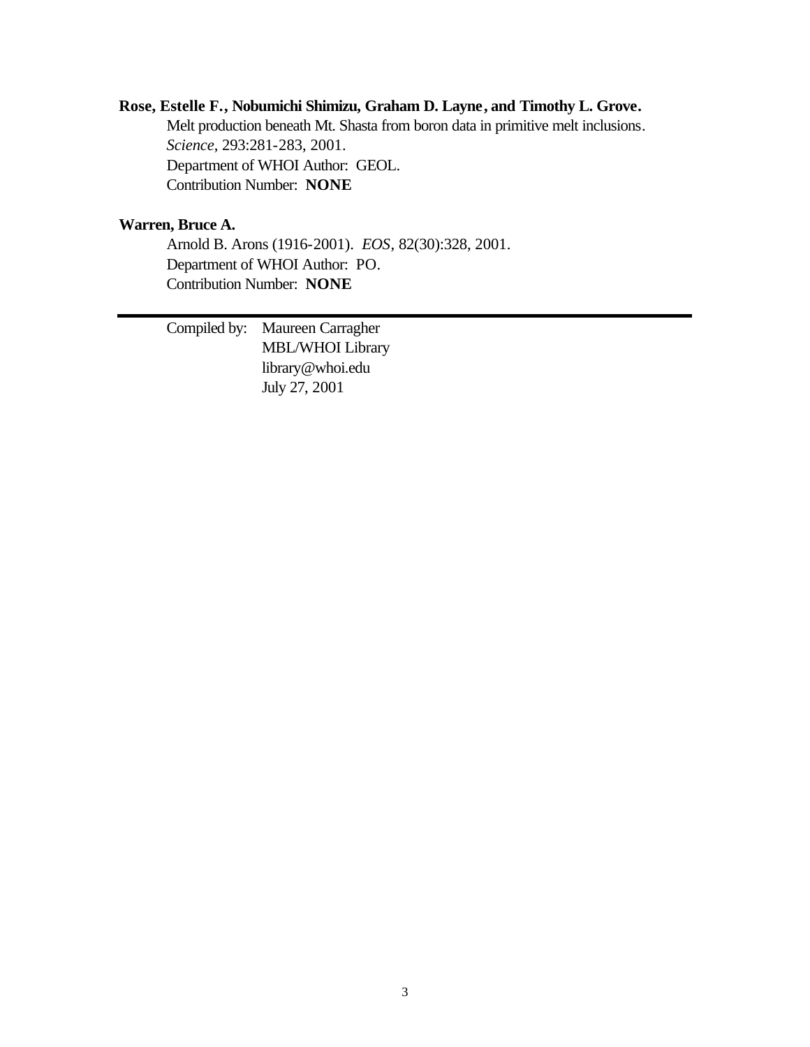**Rose, Estelle F., Nobumichi Shimizu, Graham D. Layne, and Timothy L. Grove.**

Melt production beneath Mt. Shasta from boron data in primitive melt inclusions.
*Science*, 293:281-283, 2001.
Department of WHOI Author: GEOL.
Contribution Number: **NONE**

**Warren, Bruce A.**

Arnold B. Arons (1916-2001). *EOS*, 82(30):328, 2001.
Department of WHOI Author: PO.
Contribution Number: **NONE**

---

Compiled by: Maureen Carragher
MBL/WHOI Library
library@whoi.edu
July 27, 2001